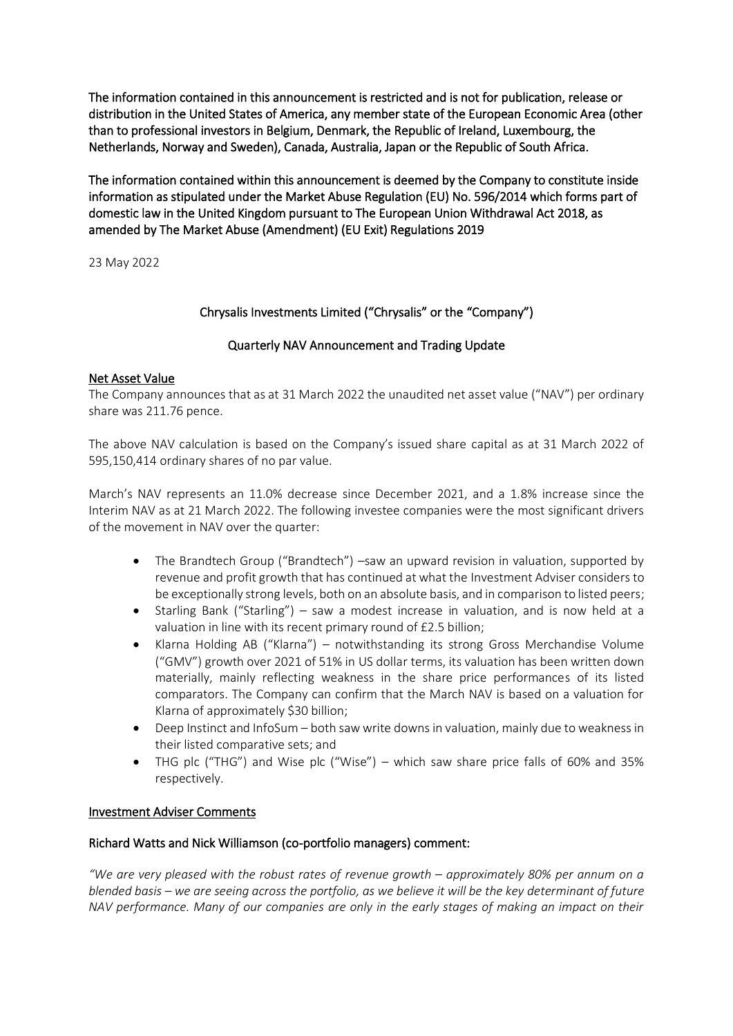**The information contained in this announcement is restricted and is not for publication, release or distribution in the United States of America, any member state of the European Economic Area (other than to professional investors in Belgium, Denmark, the Republic of Ireland, Luxembourg, the Netherlands, Norway and Sweden), Canada, Australia, Japan or the Republic of South Africa.**

**The information contained within this announcement is deemed by the Company to constitute inside information as stipulated under the Market Abuse Regulation (EU) No. 596/2014 which forms part of domestic law in the United Kingdom pursuant to The European Union Withdrawal Act 2018, as amended by The Market Abuse (Amendment) (EU Exit) Regulations 2019**

23 May 2022

## Chrysalis Investments Limited ("Chrysalis" or the "Company")

## Quarterly NAV Announcement and Trading Update

### Net Asset Value

The Company announces that as at 31 March 2022 the unaudited net asset value ("NAV") per ordinary share was 211.76 pence.

The above NAV calculation is based on the Company's issued share capital as at 31 March 2022 of 595,150,414 ordinary shares of no par value.

March's NAV represents an 11.0% decrease since December 2021, and a 1.8% increase since the Interim NAV as at 21 March 2022. The following investee companies were the most significant drivers of the movement in NAV over the quarter:

- The Brandtech Group ("Brandtech") –saw an upward revision in valuation, supported by revenue and profit growth that has continued at what the Investment Adviser considers to be exceptionally strong levels, both on an absolute basis, and in comparison to listed peers;
- Starling Bank ("Starling") – saw a modest increase in valuation, and is now held at a valuation in line with its recent primary round of £2.5 billion;
- Klarna Holding AB ("Klarna") – notwithstanding its strong Gross Merchandise Volume ("GMV") growth over 2021 of 51% in US dollar terms, its valuation has been written down materially, mainly reflecting weakness in the share price performances of its listed comparators. The Company can confirm that the March NAV is based on a valuation for Klarna of approximately $30 billion;
- Deep Instinct and InfoSum – both saw write downs in valuation, mainly due to weakness in their listed comparative sets; and
- THG plc ("THG") and Wise plc ("Wise") – which saw share price falls of 60% and 35% respectively.

### Investment Adviser Comments

### Richard Watts and Nick Williamson (co-portfolio managers) comment:

*"We are very pleased with the robust rates of revenue growth – approximately 80% per annum on a blended basis – we are seeing across the portfolio, as we believe it will be the key determinant of future NAV performance. Many of our companies are only in the early stages of making an impact on their*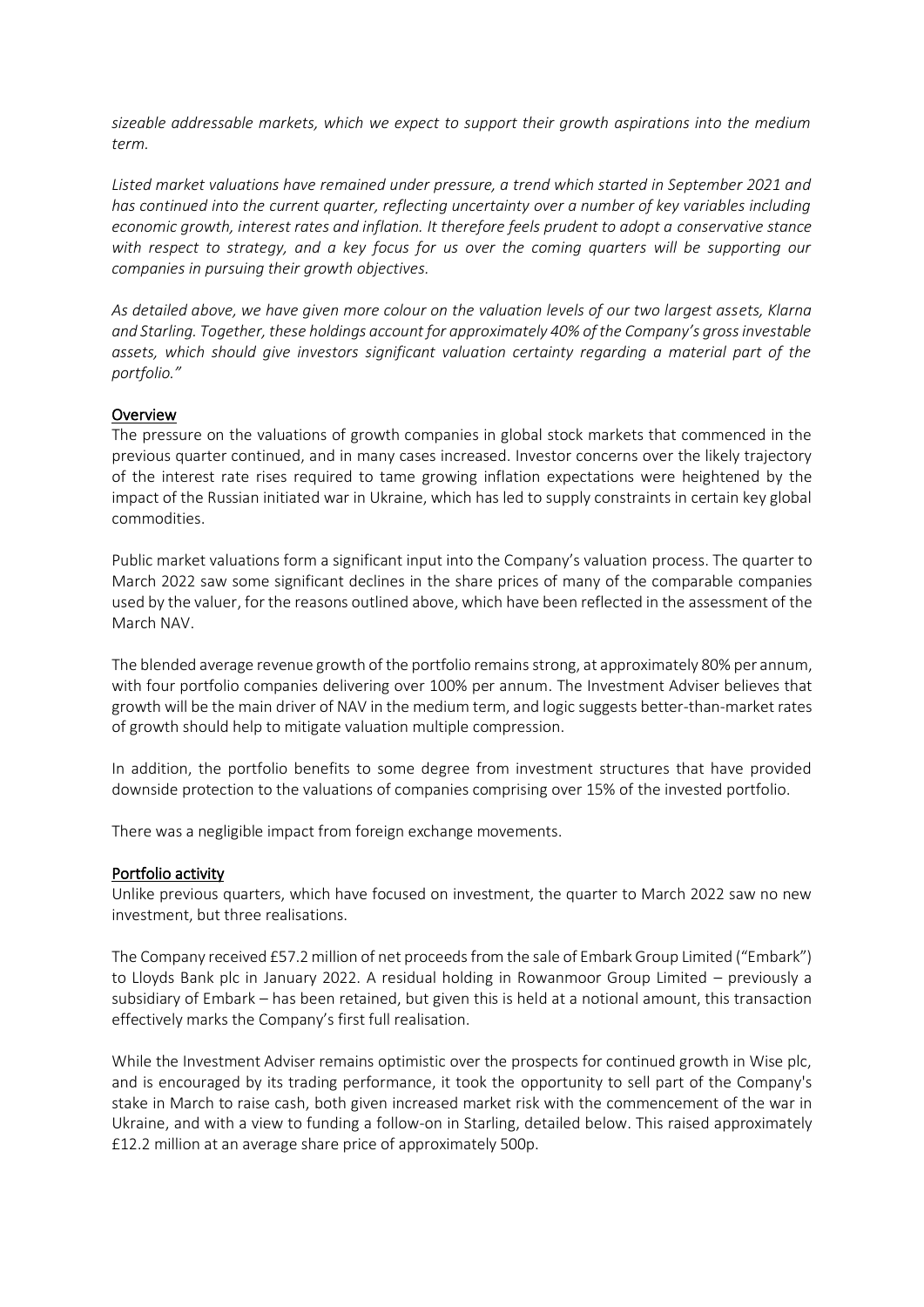*sizeable addressable markets, which we expect to support their growth aspirations into the medium term.*

*Listed market valuations have remained under pressure, a trend which started in September 2021 and has continued into the current quarter, reflecting uncertainty over a number of key variables including economic growth, interest rates and inflation. It therefore feels prudent to adopt a conservative stance with respect to strategy, and a key focus for us over the coming quarters will be supporting our companies in pursuing their growth objectives.*

*As detailed above, we have given more colour on the valuation levels of our two largest assets, Klarna and Starling. Together, these holdings account for approximately 40% of the Company's gross investable assets, which should give investors significant valuation certainty regarding a material part of the portfolio."*

## Overview

The pressure on the valuations of growth companies in global stock markets that commenced in the previous quarter continued, and in many cases increased. Investor concerns over the likely trajectory of the interest rate rises required to tame growing inflation expectations were heightened by the impact of the Russian initiated war in Ukraine, which has led to supply constraints in certain key global commodities.

Public market valuations form a significant input into the Company's valuation process. The quarter to March 2022 saw some significant declines in the share prices of many of the comparable companies used by the valuer, for the reasons outlined above, which have been reflected in the assessment of the March NAV.

The blended average revenue growth of the portfolio remains strong, at approximately 80% per annum, with four portfolio companies delivering over 100% per annum. The Investment Adviser believes that growth will be the main driver of NAV in the medium term, and logic suggests better-than-market rates of growth should help to mitigate valuation multiple compression.

In addition, the portfolio benefits to some degree from investment structures that have provided downside protection to the valuations of companies comprising over 15% of the invested portfolio.

There was a negligible impact from foreign exchange movements.

## Portfolio activity

Unlike previous quarters, which have focused on investment, the quarter to March 2022 saw no new investment, but three realisations.

The Company received £57.2 million of net proceeds from the sale of Embark Group Limited ("Embark") to Lloyds Bank plc in January 2022. A residual holding in Rowanmoor Group Limited – previously a subsidiary of Embark – has been retained, but given this is held at a notional amount, this transaction effectively marks the Company's first full realisation.

While the Investment Adviser remains optimistic over the prospects for continued growth in Wise plc, and is encouraged by its trading performance, it took the opportunity to sell part of the Company's stake in March to raise cash, both given increased market risk with the commencement of the war in Ukraine, and with a view to funding a follow-on in Starling, detailed below. This raised approximately £12.2 million at an average share price of approximately 500p.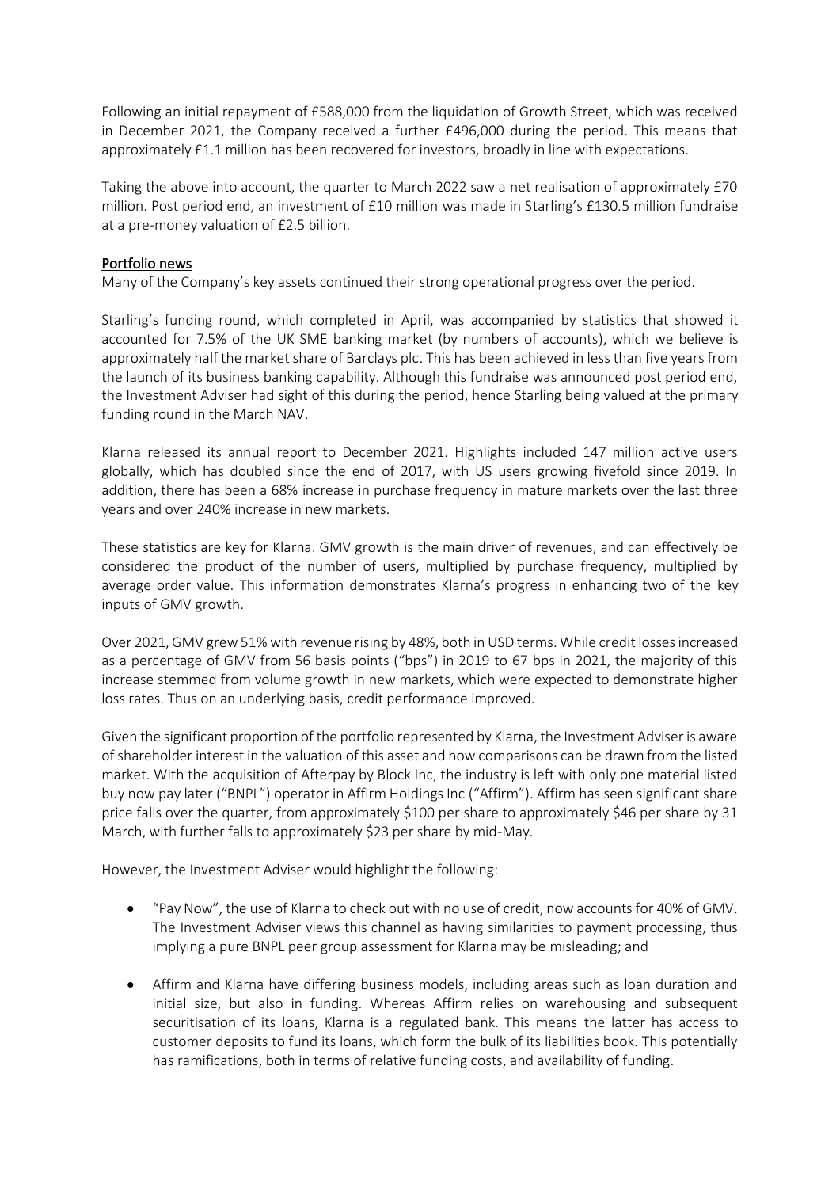Following an initial repayment of £588,000 from the liquidation of Growth Street, which was received in December 2021, the Company received a further £496,000 during the period. This means that approximately £1.1 million has been recovered for investors, broadly in line with expectations.

Taking the above into account, the quarter to March 2022 saw a net realisation of approximately £70 million. Post period end, an investment of £10 million was made in Starling's £130.5 million fundraise at a pre-money valuation of £2.5 billion.

## Portfolio news

Many of the Company's key assets continued their strong operational progress over the period.

Starling's funding round, which completed in April, was accompanied by statistics that showed it accounted for 7.5% of the UK SME banking market (by numbers of accounts), which we believe is approximately half the market share of Barclays plc. This has been achieved in less than five years from the launch of its business banking capability. Although this fundraise was announced post period end, the Investment Adviser had sight of this during the period, hence Starling being valued at the primary funding round in the March NAV.

Klarna released its annual report to December 2021. Highlights included 147 million active users globally, which has doubled since the end of 2017, with US users growing fivefold since 2019. In addition, there has been a 68% increase in purchase frequency in mature markets over the last three years and over 240% increase in new markets.

These statistics are key for Klarna. GMV growth is the main driver of revenues, and can effectively be considered the product of the number of users, multiplied by purchase frequency, multiplied by average order value. This information demonstrates Klarna's progress in enhancing two of the key inputs of GMV growth.

Over 2021, GMV grew 51% with revenue rising by 48%, both in USD terms. While credit losses increased as a percentage of GMV from 56 basis points ("bps") in 2019 to 67 bps in 2021, the majority of this increase stemmed from volume growth in new markets, which were expected to demonstrate higher loss rates. Thus on an underlying basis, credit performance improved.

Given the significant proportion of the portfolio represented by Klarna, the Investment Adviser is aware of shareholder interest in the valuation of this asset and how comparisons can be drawn from the listed market. With the acquisition of Afterpay by Block Inc, the industry is left with only one material listed buy now pay later ("BNPL") operator in Affirm Holdings Inc ("Affirm"). Affirm has seen significant share price falls over the quarter, from approximately \$100 per share to approximately \$46 per share by 31 March, with further falls to approximately \$23 per share by mid-May.

However, the Investment Adviser would highlight the following:

- "Pay Now", the use of Klarna to check out with no use of credit, now accounts for 40% of GMV. The Investment Adviser views this channel as having similarities to payment processing, thus implying a pure BNPL peer group assessment for Klarna may be misleading; and
- Affirm and Klarna have differing business models, including areas such as loan duration and initial size, but also in funding. Whereas Affirm relies on warehousing and subsequent securitisation of its loans, Klarna is a regulated bank. This means the latter has access to customer deposits to fund its loans, which form the bulk of its liabilities book. This potentially has ramifications, both in terms of relative funding costs, and availability of funding.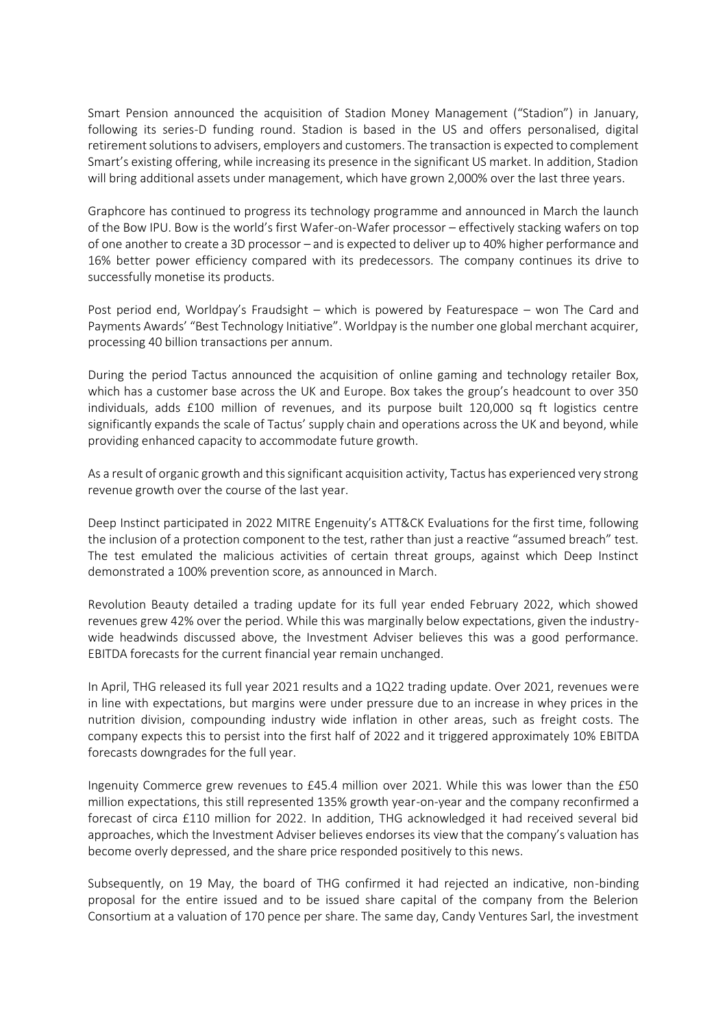Smart Pension announced the acquisition of Stadion Money Management ("Stadion") in January, following its series-D funding round. Stadion is based in the US and offers personalised, digital retirement solutions to advisers, employers and customers. The transaction is expected to complement Smart's existing offering, while increasing its presence in the significant US market. In addition, Stadion will bring additional assets under management, which have grown 2,000% over the last three years.

Graphcore has continued to progress its technology programme and announced in March the launch of the Bow IPU. Bow is the world's first Wafer-on-Wafer processor – effectively stacking wafers on top of one another to create a 3D processor – and is expected to deliver up to 40% higher performance and 16% better power efficiency compared with its predecessors. The company continues its drive to successfully monetise its products.

Post period end, Worldpay's Fraudsight – which is powered by Featurespace – won The Card and Payments Awards' "Best Technology Initiative". Worldpay is the number one global merchant acquirer, processing 40 billion transactions per annum.

During the period Tactus announced the acquisition of online gaming and technology retailer Box, which has a customer base across the UK and Europe. Box takes the group's headcount to over 350 individuals, adds £100 million of revenues, and its purpose built 120,000 sq ft logistics centre significantly expands the scale of Tactus' supply chain and operations across the UK and beyond, while providing enhanced capacity to accommodate future growth.

As a result of organic growth and this significant acquisition activity, Tactus has experienced very strong revenue growth over the course of the last year.

Deep Instinct participated in 2022 MITRE Engenuity's ATT&CK Evaluations for the first time, following the inclusion of a protection component to the test, rather than just a reactive "assumed breach" test. The test emulated the malicious activities of certain threat groups, against which Deep Instinct demonstrated a 100% prevention score, as announced in March.

Revolution Beauty detailed a trading update for its full year ended February 2022, which showed revenues grew 42% over the period. While this was marginally below expectations, given the industry-wide headwinds discussed above, the Investment Adviser believes this was a good performance. EBITDA forecasts for the current financial year remain unchanged.

In April, THG released its full year 2021 results and a 1Q22 trading update. Over 2021, revenues were in line with expectations, but margins were under pressure due to an increase in whey prices in the nutrition division, compounding industry wide inflation in other areas, such as freight costs. The company expects this to persist into the first half of 2022 and it triggered approximately 10% EBITDA forecasts downgrades for the full year.

Ingenuity Commerce grew revenues to £45.4 million over 2021. While this was lower than the £50 million expectations, this still represented 135% growth year-on-year and the company reconfirmed a forecast of circa £110 million for 2022. In addition, THG acknowledged it had received several bid approaches, which the Investment Adviser believes endorses its view that the company's valuation has become overly depressed, and the share price responded positively to this news.

Subsequently, on 19 May, the board of THG confirmed it had rejected an indicative, non-binding proposal for the entire issued and to be issued share capital of the company from the Belerion Consortium at a valuation of 170 pence per share. The same day, Candy Ventures Sarl, the investment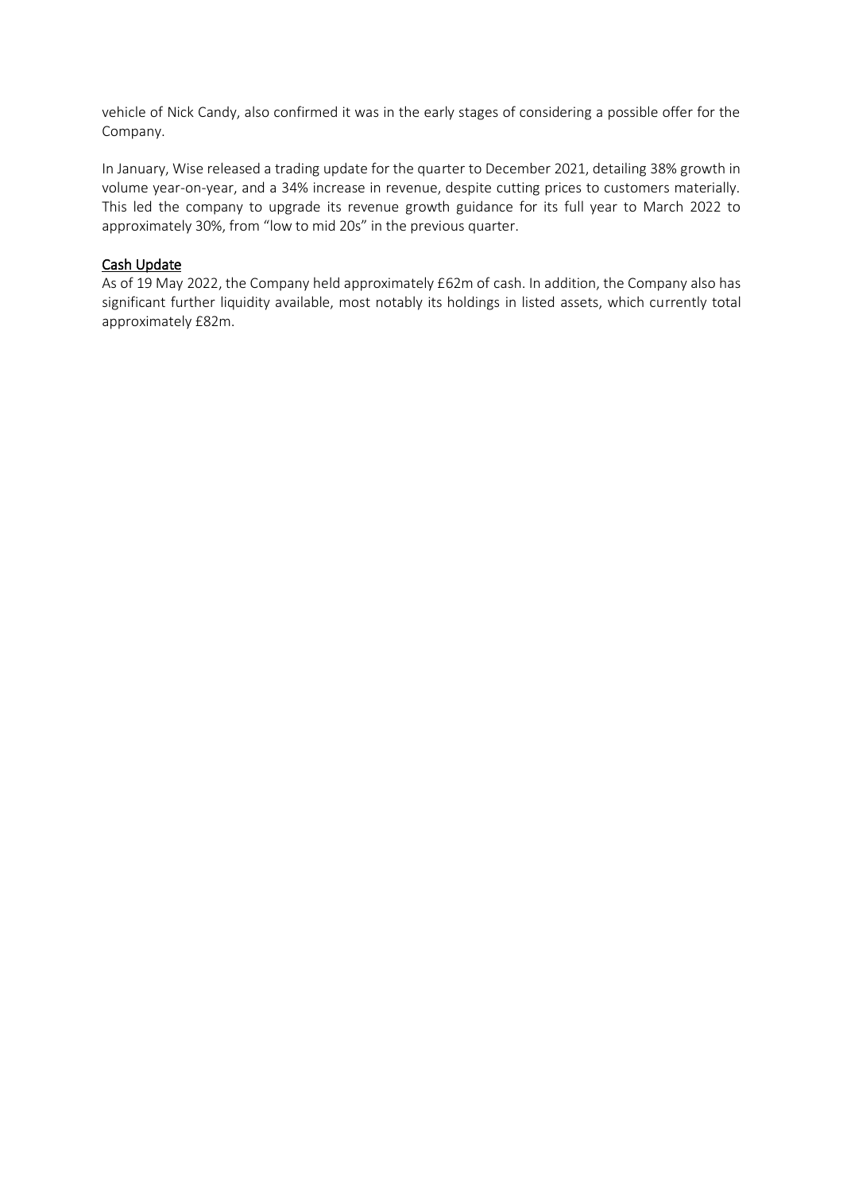vehicle of Nick Candy, also confirmed it was in the early stages of considering a possible offer for the Company.

In January, Wise released a trading update for the quarter to December 2021, detailing 38% growth in volume year-on-year, and a 34% increase in revenue, despite cutting prices to customers materially. This led the company to upgrade its revenue growth guidance for its full year to March 2022 to approximately 30%, from "low to mid 20s" in the previous quarter.

<u>Cash Update</u>

As of 19 May 2022, the Company held approximately £62m of cash. In addition, the Company also has significant further liquidity available, most notably its holdings in listed assets, which currently total approximately £82m.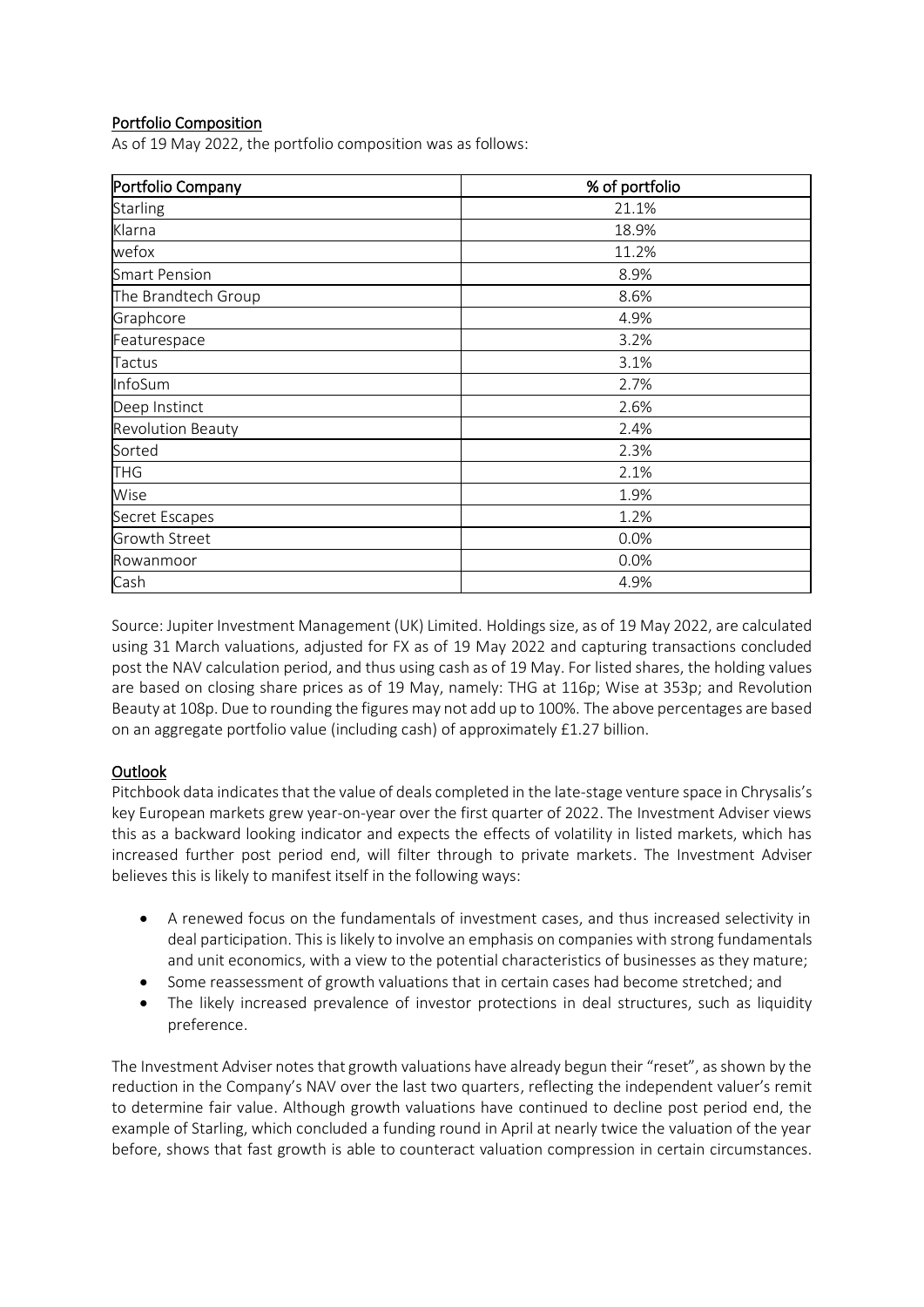## Portfolio Composition

As of 19 May 2022, the portfolio composition was as follows:

| Portfolio Company | % of portfolio |
|---|---|
| Starling | 21.1% |
| Klarna | 18.9% |
| wefox | 11.2% |
| Smart Pension | 8.9% |
| The Brandtech Group | 8.6% |
| Graphcore | 4.9% |
| Featurespace | 3.2% |
| Tactus | 3.1% |
| InfoSum | 2.7% |
| Deep Instinct | 2.6% |
| Revolution Beauty | 2.4% |
| Sorted | 2.3% |
| THG | 2.1% |
| Wise | 1.9% |
| Secret Escapes | 1.2% |
| Growth Street | 0.0% |
| Rowanmoor | 0.0% |
| Cash | 4.9% |

Source: Jupiter Investment Management (UK) Limited. Holdings size, as of 19 May 2022, are calculated using 31 March valuations, adjusted for FX as of 19 May 2022 and capturing transactions concluded post the NAV calculation period, and thus using cash as of 19 May. For listed shares, the holding values are based on closing share prices as of 19 May, namely: THG at 116p; Wise at 353p; and Revolution Beauty at 108p. Due to rounding the figures may not add up to 100%. The above percentages are based on an aggregate portfolio value (including cash) of approximately £1.27 billion.

## Outlook

Pitchbook data indicates that the value of deals completed in the late-stage venture space in Chrysalis's key European markets grew year-on-year over the first quarter of 2022. The Investment Adviser views this as a backward looking indicator and expects the effects of volatility in listed markets, which has increased further post period end, will filter through to private markets. The Investment Adviser believes this is likely to manifest itself in the following ways:

- A renewed focus on the fundamentals of investment cases, and thus increased selectivity in deal participation. This is likely to involve an emphasis on companies with strong fundamentals and unit economics, with a view to the potential characteristics of businesses as they mature;
- Some reassessment of growth valuations that in certain cases had become stretched; and
- The likely increased prevalence of investor protections in deal structures, such as liquidity preference.

The Investment Adviser notes that growth valuations have already begun their "reset", as shown by the reduction in the Company's NAV over the last two quarters, reflecting the independent valuer's remit to determine fair value. Although growth valuations have continued to decline post period end, the example of Starling, which concluded a funding round in April at nearly twice the valuation of the year before, shows that fast growth is able to counteract valuation compression in certain circumstances.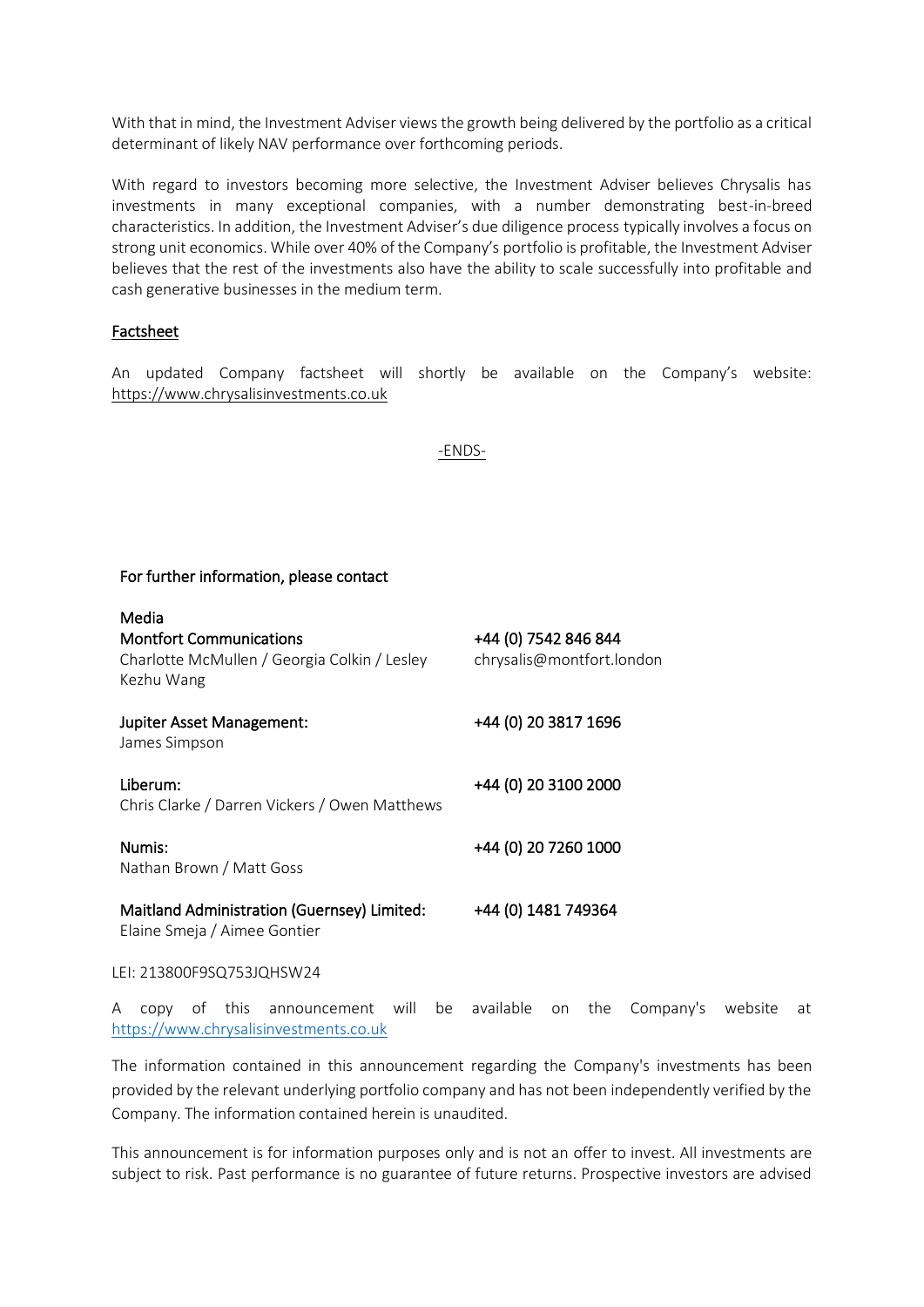With that in mind, the Investment Adviser views the growth being delivered by the portfolio as a critical determinant of likely NAV performance over forthcoming periods.

With regard to investors becoming more selective, the Investment Adviser believes Chrysalis has investments in many exceptional companies, with a number demonstrating best-in-breed characteristics. In addition, the Investment Adviser's due diligence process typically involves a focus on strong unit economics. While over 40% of the Company's portfolio is profitable, the Investment Adviser believes that the rest of the investments also have the ability to scale successfully into profitable and cash generative businesses in the medium term.

## Factsheet

An updated Company factsheet will shortly be available on the Company's website: https://www.chrysalisinvestments.co.uk

-ENDS-

**For further information, please contact**

| | |
|---|---|
| **Media** | |
| **Montfort Communications** | **+44 (0) 7542 846 844** |
| Charlotte McMullen / Georgia Colkin / Lesley Kezhu Wang | chrysalis@montfort.london |
| **Jupiter Asset Management:** | **+44 (0) 20 3817 1696** |
| James Simpson | |
| **Liberum:** | **+44 (0) 20 3100 2000** |
| Chris Clarke / Darren Vickers / Owen Matthews | |
| **Numis:** | **+44 (0) 20 7260 1000** |
| Nathan Brown / Matt Goss | |
| **Maitland Administration (Guernsey) Limited:** | **+44 (0) 1481 749364** |
| Elaine Smeja / Aimee Gontier | |

LEI: 213800F9SQ753JQHSW24

A copy of this announcement will be available on the Company's website at https://www.chrysalisinvestments.co.uk

The information contained in this announcement regarding the Company's investments has been provided by the relevant underlying portfolio company and has not been independently verified by the Company. The information contained herein is unaudited.

This announcement is for information purposes only and is not an offer to invest. All investments are subject to risk. Past performance is no guarantee of future returns. Prospective investors are advised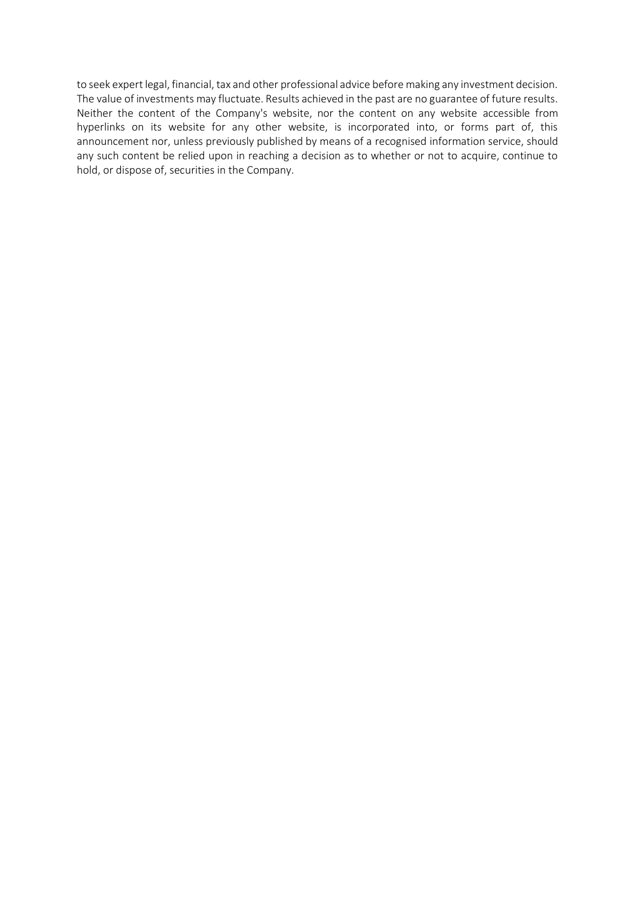to seek expert legal, financial, tax and other professional advice before making any investment decision. The value of investments may fluctuate. Results achieved in the past are no guarantee of future results. Neither the content of the Company's website, nor the content on any website accessible from hyperlinks on its website for any other website, is incorporated into, or forms part of, this announcement nor, unless previously published by means of a recognised information service, should any such content be relied upon in reaching a decision as to whether or not to acquire, continue to hold, or dispose of, securities in the Company.